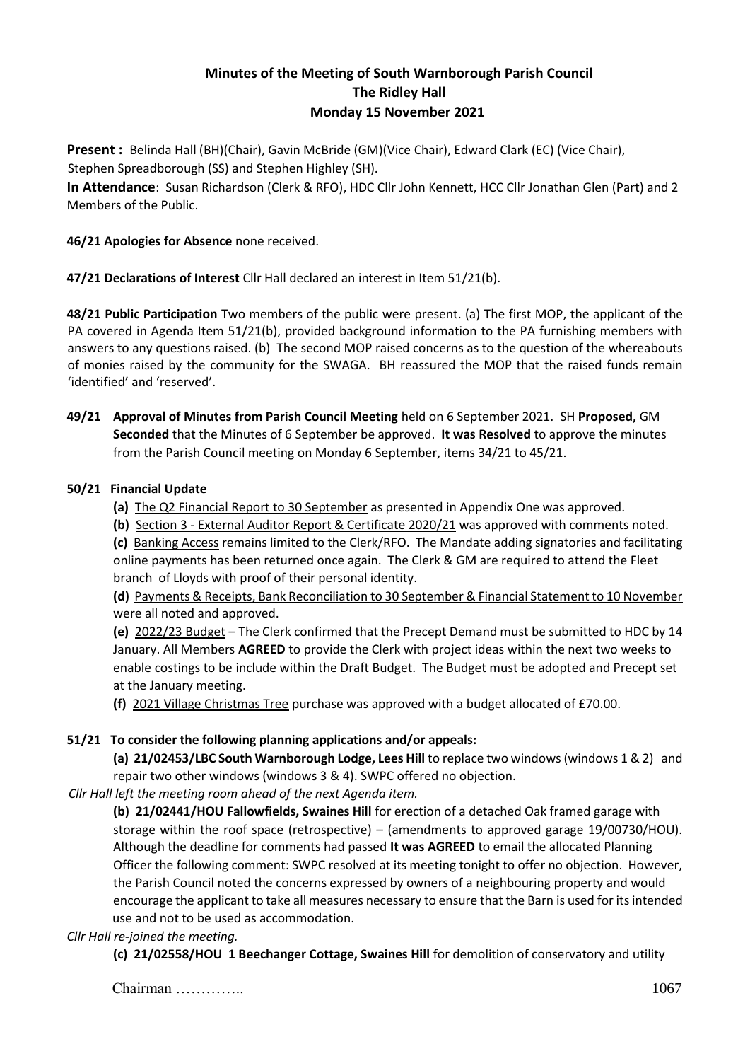# Minutes of the Meeting of South Warnborough Parish Council
## The Ridley Hall
## Monday 15 November 2021

**Present :** Belinda Hall (BH)(Chair), Gavin McBride (GM)(Vice Chair), Edward Clark (EC) (Vice Chair), Stephen Spreadborough (SS) and Stephen Highley (SH).

**In Attendance**: Susan Richardson (Clerk & RFO), HDC Cllr John Kennett, HCC Cllr Jonathan Glen (Part) and 2 Members of the Public.

**46/21 Apologies for Absence** none received.

**47/21 Declarations of Interest** Cllr Hall declared an interest in Item 51/21(b).

**48/21 Public Participation** Two members of the public were present. (a) The first MOP, the applicant of the PA covered in Agenda Item 51/21(b), provided background information to the PA furnishing members with answers to any questions raised. (b) The second MOP raised concerns as to the question of the whereabouts of monies raised by the community for the SWAGA. BH reassured the MOP that the raised funds remain 'identified' and 'reserved'.

**49/21 Approval of Minutes from Parish Council Meeting** held on 6 September 2021. SH **Proposed,** GM **Seconded** that the Minutes of 6 September be approved. **It was Resolved** to approve the minutes from the Parish Council meeting on Monday 6 September, items 34/21 to 45/21.

**50/21 Financial Update**

**(a)** The Q2 Financial Report to 30 September as presented in Appendix One was approved.

**(b)** Section 3 - External Auditor Report & Certificate 2020/21 was approved with comments noted.

**(c)** Banking Access remains limited to the Clerk/RFO. The Mandate adding signatories and facilitating online payments has been returned once again. The Clerk & GM are required to attend the Fleet branch of Lloyds with proof of their personal identity.

**(d)** Payments & Receipts, Bank Reconciliation to 30 September & Financial Statement to 10 November were all noted and approved.

**(e)** 2022/23 Budget – The Clerk confirmed that the Precept Demand must be submitted to HDC by 14 January. All Members **AGREED** to provide the Clerk with project ideas within the next two weeks to enable costings to be include within the Draft Budget. The Budget must be adopted and Precept set at the January meeting.

**(f)** 2021 Village Christmas Tree purchase was approved with a budget allocated of £70.00.

**51/21 To consider the following planning applications and/or appeals:**

**(a) 21/02453/LBC South Warnborough Lodge, Lees Hill** to replace two windows (windows 1 & 2) and repair two other windows (windows 3 & 4). SWPC offered no objection.

*Cllr Hall left the meeting room ahead of the next Agenda item.*

**(b) 21/02441/HOU Fallowfields, Swaines Hill** for erection of a detached Oak framed garage with storage within the roof space (retrospective) – (amendments to approved garage 19/00730/HOU). Although the deadline for comments had passed **It was AGREED** to email the allocated Planning Officer the following comment: SWPC resolved at its meeting tonight to offer no objection. However, the Parish Council noted the concerns expressed by owners of a neighbouring property and would encourage the applicant to take all measures necessary to ensure that the Barn is used for its intended use and not to be used as accommodation.

*Cllr Hall re-joined the meeting.*

**(c) 21/02558/HOU 1 Beechanger Cottage, Swaines Hill** for demolition of conservatory and utility

Chairman …………..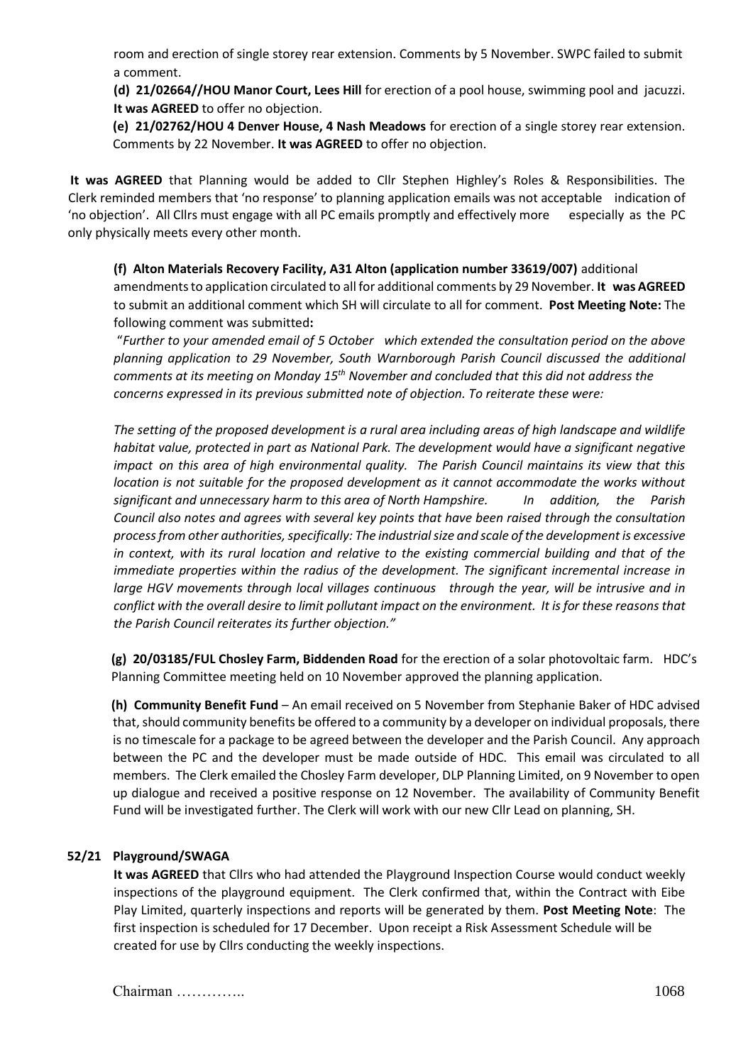room and erection of single storey rear extension. Comments by 5 November. SWPC failed to submit a comment.

**(d) 21/02664//HOU Manor Court, Lees Hill** for erection of a pool house, swimming pool and jacuzzi. **It was AGREED** to offer no objection.

**(e) 21/02762/HOU 4 Denver House, 4 Nash Meadows** for erection of a single storey rear extension. Comments by 22 November. **It was AGREED** to offer no objection.

**It was AGREED** that Planning would be added to Cllr Stephen Highley's Roles & Responsibilities. The Clerk reminded members that 'no response' to planning application emails was not acceptable indication of 'no objection'. All Cllrs must engage with all PC emails promptly and effectively more especially as the PC only physically meets every other month.

**(f) Alton Materials Recovery Facility, A31 Alton (application number 33619/007)** additional amendments to application circulated to all for additional comments by 29 November. **It was AGREED** to submit an additional comment which SH will circulate to all for comment. **Post Meeting Note:** The following comment was submitted**:**

"*Further to your amended email of 5 October which extended the consultation period on the above planning application to 29 November, South Warnborough Parish Council discussed the additional comments at its meeting on Monday 15th November and concluded that this did not address the concerns expressed in its previous submitted note of objection. To reiterate these were:*

*The setting of the proposed development is a rural area including areas of high landscape and wildlife habitat value, protected in part as National Park. The development would have a significant negative impact on this area of high environmental quality. The Parish Council maintains its view that this location is not suitable for the proposed development as it cannot accommodate the works without significant and unnecessary harm to this area of North Hampshire. In addition, the Parish Council also notes and agrees with several key points that have been raised through the consultation process from other authorities, specifically: The industrial size and scale of the development is excessive in context, with its rural location and relative to the existing commercial building and that of the immediate properties within the radius of the development. The significant incremental increase in large HGV movements through local villages continuous through the year, will be intrusive and in conflict with the overall desire to limit pollutant impact on the environment. It is for these reasons that the Parish Council reiterates its further objection."*

**(g) 20/03185/FUL Chosley Farm, Biddenden Road** for the erection of a solar photovoltaic farm. HDC's Planning Committee meeting held on 10 November approved the planning application.

**(h) Community Benefit Fund** – An email received on 5 November from Stephanie Baker of HDC advised that, should community benefits be offered to a community by a developer on individual proposals, there is no timescale for a package to be agreed between the developer and the Parish Council. Any approach between the PC and the developer must be made outside of HDC. This email was circulated to all members. The Clerk emailed the Chosley Farm developer, DLP Planning Limited, on 9 November to open up dialogue and received a positive response on 12 November. The availability of Community Benefit Fund will be investigated further. The Clerk will work with our new Cllr Lead on planning, SH.

**52/21 Playground/SWAGA**

**It was AGREED** that Cllrs who had attended the Playground Inspection Course would conduct weekly inspections of the playground equipment. The Clerk confirmed that, within the Contract with Eibe Play Limited, quarterly inspections and reports will be generated by them. **Post Meeting Note**: The first inspection is scheduled for 17 December. Upon receipt a Risk Assessment Schedule will be created for use by Cllrs conducting the weekly inspections.

Chairman …………..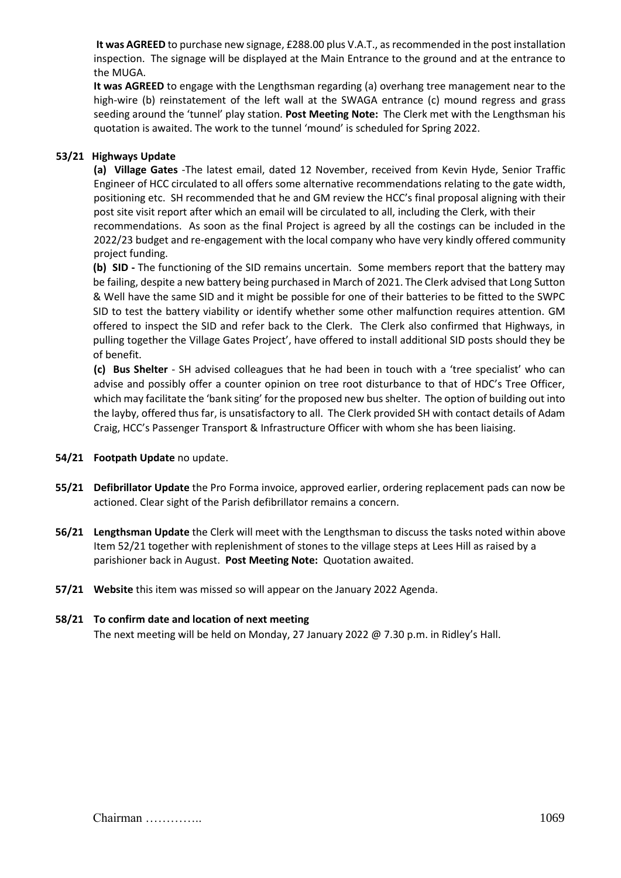**It was AGREED** to purchase new signage, £288.00 plus V.A.T., as recommended in the post installation inspection. The signage will be displayed at the Main Entrance to the ground and at the entrance to the MUGA.

**It was AGREED** to engage with the Lengthsman regarding (a) overhang tree management near to the high-wire (b) reinstatement of the left wall at the SWAGA entrance (c) mound regress and grass seeding around the 'tunnel' play station. **Post Meeting Note:** The Clerk met with the Lengthsman his quotation is awaited. The work to the tunnel 'mound' is scheduled for Spring 2022.

**53/21 Highways Update**

**(a) Village Gates** -The latest email, dated 12 November, received from Kevin Hyde, Senior Traffic Engineer of HCC circulated to all offers some alternative recommendations relating to the gate width, positioning etc. SH recommended that he and GM review the HCC's final proposal aligning with their post site visit report after which an email will be circulated to all, including the Clerk, with their recommendations. As soon as the final Project is agreed by all the costings can be included in the 2022/23 budget and re-engagement with the local company who have very kindly offered community project funding.

**(b) SID -** The functioning of the SID remains uncertain. Some members report that the battery may be failing, despite a new battery being purchased in March of 2021. The Clerk advised that Long Sutton & Well have the same SID and it might be possible for one of their batteries to be fitted to the SWPC SID to test the battery viability or identify whether some other malfunction requires attention. GM offered to inspect the SID and refer back to the Clerk. The Clerk also confirmed that Highways, in pulling together the Village Gates Project', have offered to install additional SID posts should they be of benefit.

**(c) Bus Shelter** - SH advised colleagues that he had been in touch with a 'tree specialist' who can advise and possibly offer a counter opinion on tree root disturbance to that of HDC's Tree Officer, which may facilitate the 'bank siting' for the proposed new bus shelter. The option of building out into the layby, offered thus far, is unsatisfactory to all. The Clerk provided SH with contact details of Adam Craig, HCC's Passenger Transport & Infrastructure Officer with whom she has been liaising.

**54/21 Footpath Update** no update.

**55/21 Defibrillator Update** the Pro Forma invoice, approved earlier, ordering replacement pads can now be actioned. Clear sight of the Parish defibrillator remains a concern.

**56/21 Lengthsman Update** the Clerk will meet with the Lengthsman to discuss the tasks noted within above Item 52/21 together with replenishment of stones to the village steps at Lees Hill as raised by a parishioner back in August. **Post Meeting Note:** Quotation awaited.

**57/21 Website** this item was missed so will appear on the January 2022 Agenda.

**58/21 To confirm date and location of next meeting**

The next meeting will be held on Monday, 27 January 2022 @ 7.30 p.m. in Ridley's Hall.

Chairman …………..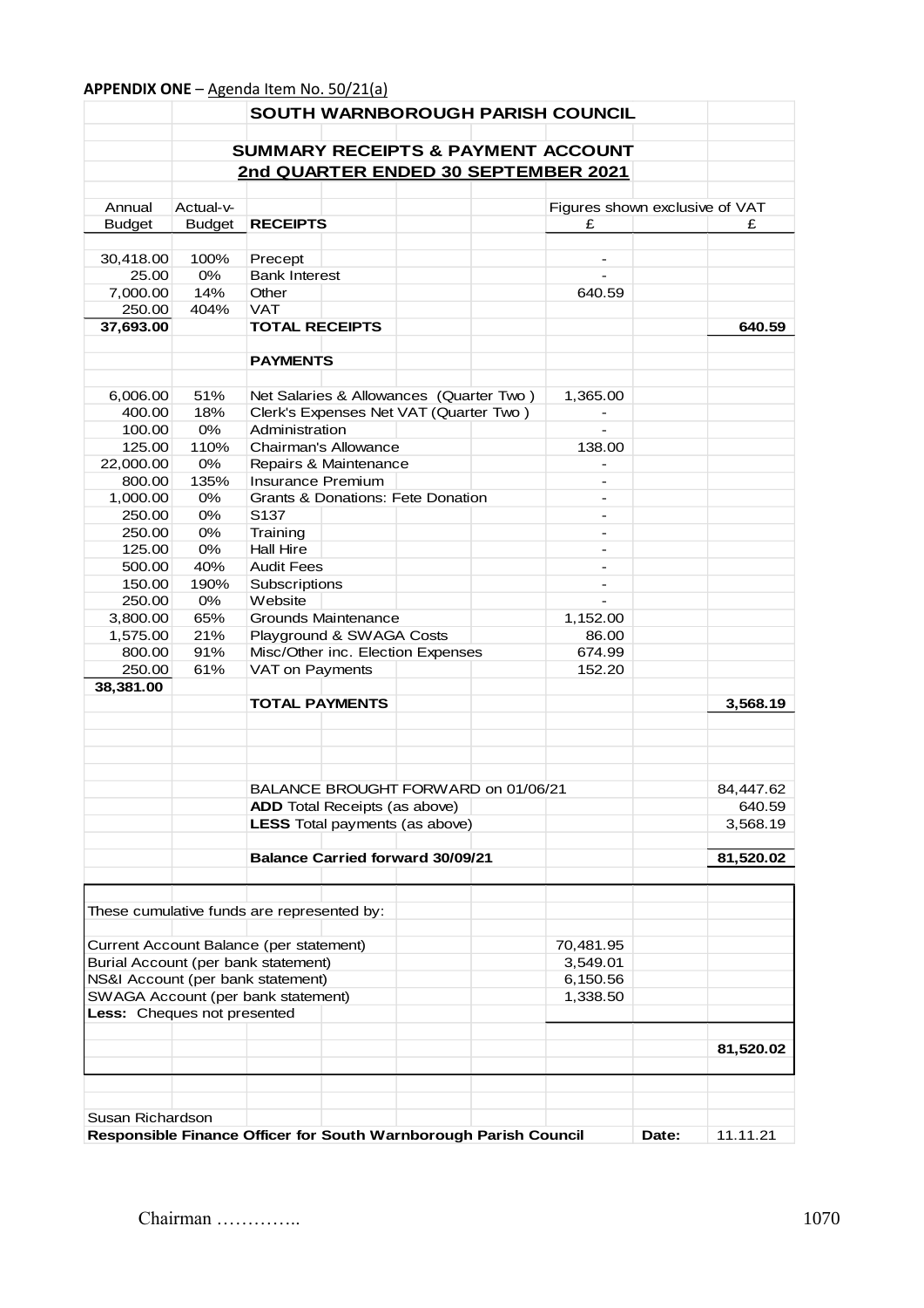**APPENDIX ONE** – Agenda Item No. 50/21(a)

## SOUTH WARNBOROUGH PARISH COUNCIL

### SUMMARY RECEIPTS & PAYMENT ACCOUNT
### 2nd QUARTER ENDED 30 SEPTEMBER 2021

| Annual Budget | Actual-v-Budget | RECEIPTS | Figures shown exclusive of VAT £ | £ |
|---|---|---|---|---|
| 30,418.00 | 100% | Precept | - | |
| 25.00 | 0% | Bank Interest | - | |
| 7,000.00 | 14% | Other | 640.59 | |
| 250.00 | 404% | VAT | | |
| **37,693.00** | | **TOTAL RECEIPTS** | | **640.59** |
| | | **PAYMENTS** | | |
| 6,006.00 | 51% | Net Salaries & Allowances (Quarter Two ) | 1,365.00 | |
| 400.00 | 18% | Clerk's Expenses Net VAT (Quarter Two ) | - | |
| 100.00 | 0% | Administration | - | |
| 125.00 | 110% | Chairman's Allowance | 138.00 | |
| 22,000.00 | 0% | Repairs & Maintenance | - | |
| 800.00 | 135% | Insurance Premium | - | |
| 1,000.00 | 0% | Grants & Donations: Fete Donation | - | |
| 250.00 | 0% | S137 | - | |
| 250.00 | 0% | Training | - | |
| 125.00 | 0% | Hall Hire | - | |
| 500.00 | 40% | Audit Fees | - | |
| 150.00 | 190% | Subscriptions | - | |
| 250.00 | 0% | Website | - | |
| 3,800.00 | 65% | Grounds Maintenance | 1,152.00 | |
| 1,575.00 | 21% | Playground & SWAGA Costs | 86.00 | |
| 800.00 | 91% | Misc/Other inc. Election Expenses | 674.99 | |
| 250.00 | 61% | VAT on Payments | 152.20 | |
| **38,381.00** | | | | |
| | | **TOTAL PAYMENTS** | | **3,568.19** |

| | |
|---|---|
| BALANCE BROUGHT FORWARD on 01/06/21 | 84,447.62 |
| **ADD** Total Receipts (as above) | 640.59 |
| **LESS** Total payments (as above) | 3,568.19 |
| **Balance Carried forward 30/09/21** | **81,520.02** |

These cumulative funds are represented by:

| | | |
|---|---|---|
| Current Account Balance (per statement) | 70,481.95 | |
| Burial Account (per bank statement) | 3,549.01 | |
| NS&I Account (per bank statement) | 6,150.56 | |
| SWAGA Account (per bank statement) | 1,338.50 | |
| **Less:** Cheques not presented | | |
| | | **81,520.02** |

Susan Richardson
**Responsible Finance Officer for South Warnborough Parish Council** Date: 11.11.21

Chairman …………..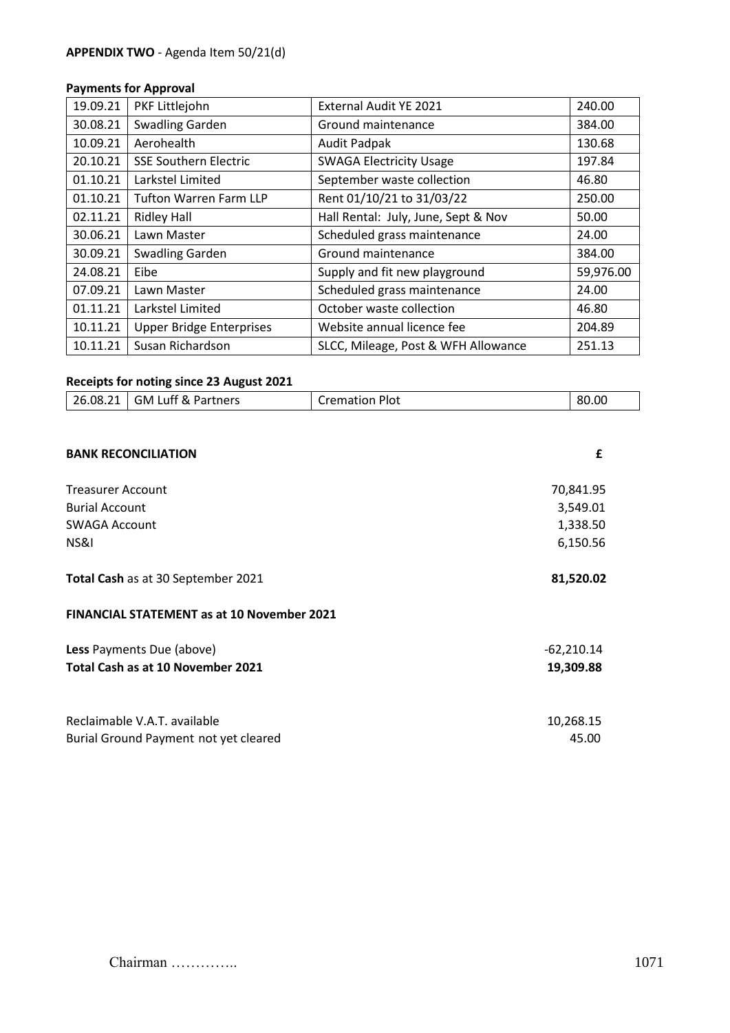**APPENDIX TWO** - Agenda Item 50/21(d)

**Payments for Approval**

| | | | |
|---|---|---|---|
| 19.09.21 | PKF Littlejohn | External Audit YE 2021 | 240.00 |
| 30.08.21 | Swadling Garden | Ground maintenance | 384.00 |
| 10.09.21 | Aerohealth | Audit Padpak | 130.68 |
| 20.10.21 | SSE Southern Electric | SWAGA Electricity Usage | 197.84 |
| 01.10.21 | Larkstel Limited | September waste collection | 46.80 |
| 01.10.21 | Tufton Warren Farm LLP | Rent 01/10/21 to 31/03/22 | 250.00 |
| 02.11.21 | Ridley Hall | Hall Rental: July, June, Sept & Nov | 50.00 |
| 30.06.21 | Lawn Master | Scheduled grass maintenance | 24.00 |
| 30.09.21 | Swadling Garden | Ground maintenance | 384.00 |
| 24.08.21 | Eibe | Supply and fit new playground | 59,976.00 |
| 07.09.21 | Lawn Master | Scheduled grass maintenance | 24.00 |
| 01.11.21 | Larkstel Limited | October waste collection | 46.80 |
| 10.11.21 | Upper Bridge Enterprises | Website annual licence fee | 204.89 |
| 10.11.21 | Susan Richardson | SLCC, Mileage, Post & WFH Allowance | 251.13 |

**Receipts for noting since 23 August 2021**

| | | | |
|---|---|---|---|
| 26.08.21 | GM Luff & Partners | Cremation Plot | 80.00 |

**BANK RECONCILIATION**

| | £ |
|---|---|
| Treasurer Account | 70,841.95 |
| Burial Account | 3,549.01 |
| SWAGA Account | 1,338.50 |
| NS&I | 6,150.56 |
| **Total Cash** as at 30 September 2021 | **81,520.02** |

**FINANCIAL STATEMENT as at 10 November 2021**

| | |
|---|---|
| **Less** Payments Due (above) | -62,210.14 |
| **Total Cash as at 10 November 2021** | **19,309.88** |
| Reclaimable V.A.T. available | 10,268.15 |
| Burial Ground Payment not yet cleared | 45.00 |

Chairman …………..